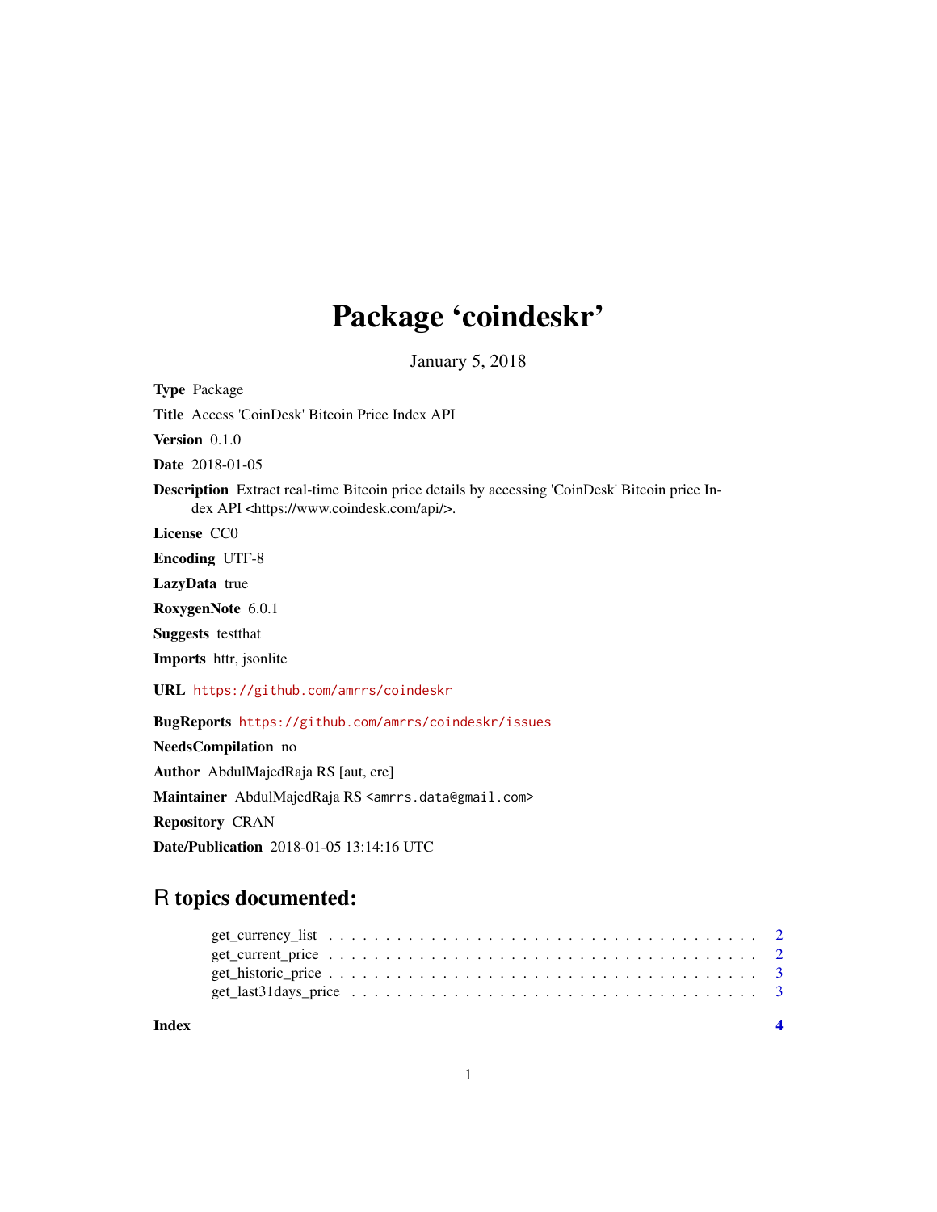# Package 'coindeskr'

January 5, 2018

**Type** Package

**Title** Access 'CoinDesk' Bitcoin Price Index API

**Version** 0.1.0

**Date** 2018-01-05

**Description** Extract real-time Bitcoin price details by accessing 'CoinDesk' Bitcoin price Index API <https://www.coindesk.com/api/>.

**License** CC0

**Encoding** UTF-8

**LazyData** true

**RoxygenNote** 6.0.1

**Suggests** testthat

**Imports** httr, jsonlite

**URL** https://github.com/amrrs/coindeskr

**BugReports** https://github.com/amrrs/coindeskr/issues

**NeedsCompilation** no

**Author** AbdulMajedRaja RS [aut, cre]

**Maintainer** AbdulMajedRaja RS <amrrs.data@gmail.com>

**Repository** CRAN

**Date/Publication** 2018-01-05 13:14:16 UTC

## R topics documented:

- get_currency_list . . . . . . . . . . . . . . . . . . . . . . . . . . . . . . . . . . . . 2
- get_current_price . . . . . . . . . . . . . . . . . . . . . . . . . . . . . . . . . . . . 2
- get_historic_price . . . . . . . . . . . . . . . . . . . . . . . . . . . . . . . . . . . . 3
- get_last31days_price . . . . . . . . . . . . . . . . . . . . . . . . . . . . . . . . . . 3

**Index** **4**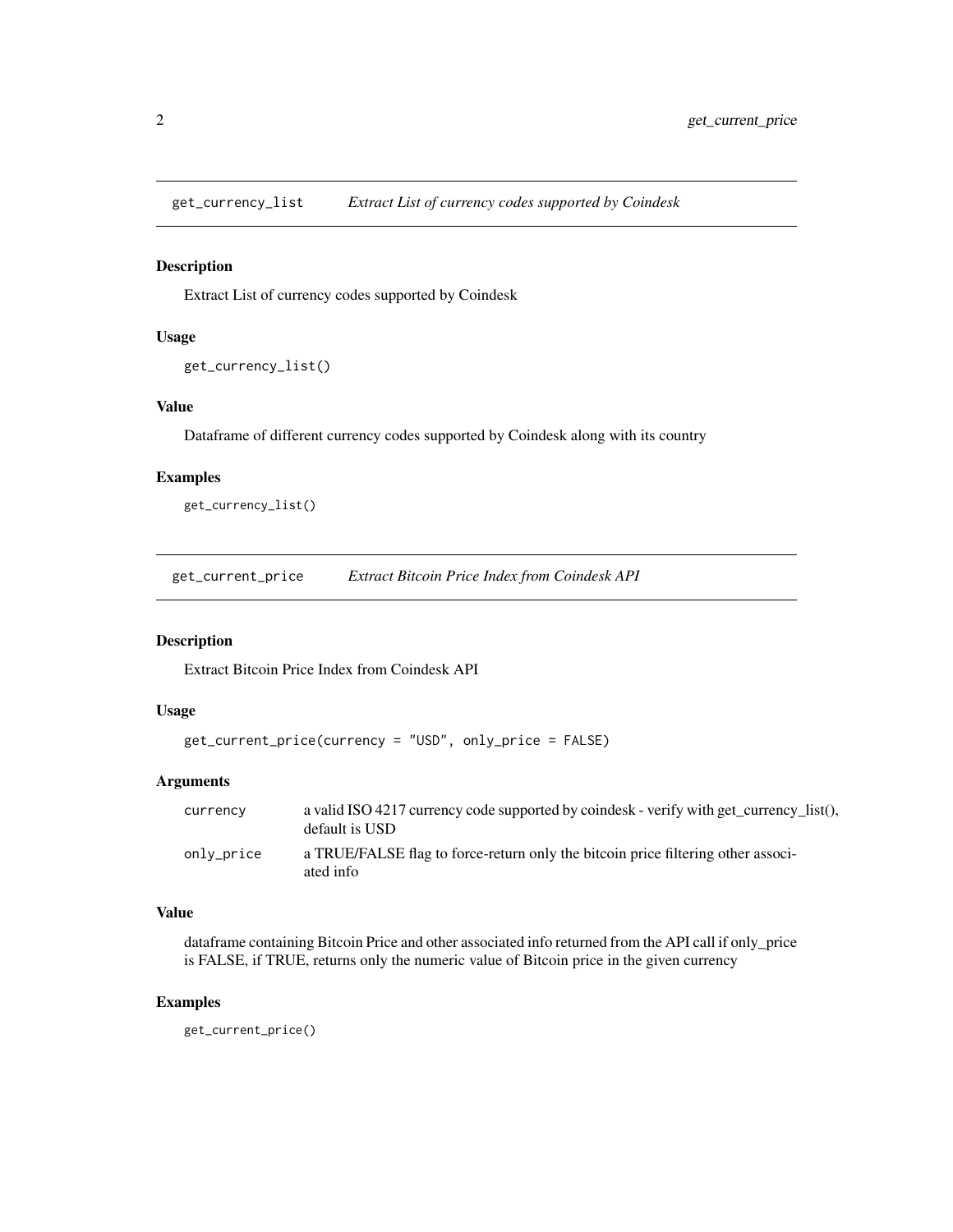## get_currency_list — *Extract List of currency codes supported by Coindesk*

### Description

Extract List of currency codes supported by Coindesk

### Usage

```
get_currency_list()
```

### Value

Dataframe of different currency codes supported by Coindesk along with its country

### Examples

```
get_currency_list()
```

## get_current_price — *Extract Bitcoin Price Index from Coindesk API*

### Description

Extract Bitcoin Price Index from Coindesk API

### Usage

```
get_current_price(currency = "USD", only_price = FALSE)
```

### Arguments

| | |
|---|---|
| currency | a valid ISO 4217 currency code supported by coindesk - verify with get_currency_list(), default is USD |
| only_price | a TRUE/FALSE flag to force-return only the bitcoin price filtering other associated info |

### Value

dataframe containing Bitcoin Price and other associated info returned from the API call if only_price is FALSE, if TRUE, returns only the numeric value of Bitcoin price in the given currency

### Examples

```
get_current_price()
```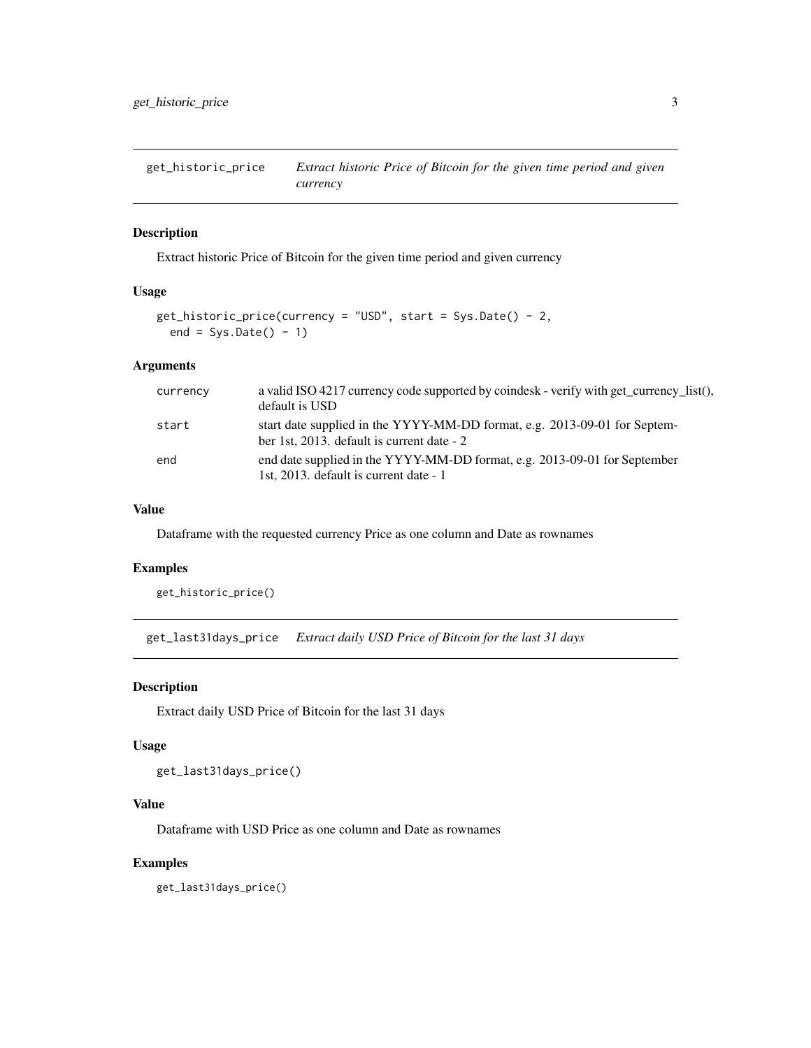## get_historic_price — *Extract historic Price of Bitcoin for the given time period and given currency*

### Description

Extract historic Price of Bitcoin for the given time period and given currency

### Usage

```
get_historic_price(currency = "USD", start = Sys.Date() - 2,
  end = Sys.Date() - 1)
```

### Arguments

| | |
|---|---|
| currency | a valid ISO 4217 currency code supported by coindesk - verify with get_currency_list(), default is USD |
| start | start date supplied in the YYYY-MM-DD format, e.g. 2013-09-01 for September 1st, 2013. default is current date - 2 |
| end | end date supplied in the YYYY-MM-DD format, e.g. 2013-09-01 for September 1st, 2013. default is current date - 1 |

### Value

Dataframe with the requested currency Price as one column and Date as rownames

### Examples

```
get_historic_price()
```

## get_last31days_price — *Extract daily USD Price of Bitcoin for the last 31 days*

### Description

Extract daily USD Price of Bitcoin for the last 31 days

### Usage

```
get_last31days_price()
```

### Value

Dataframe with USD Price as one column and Date as rownames

### Examples

```
get_last31days_price()
```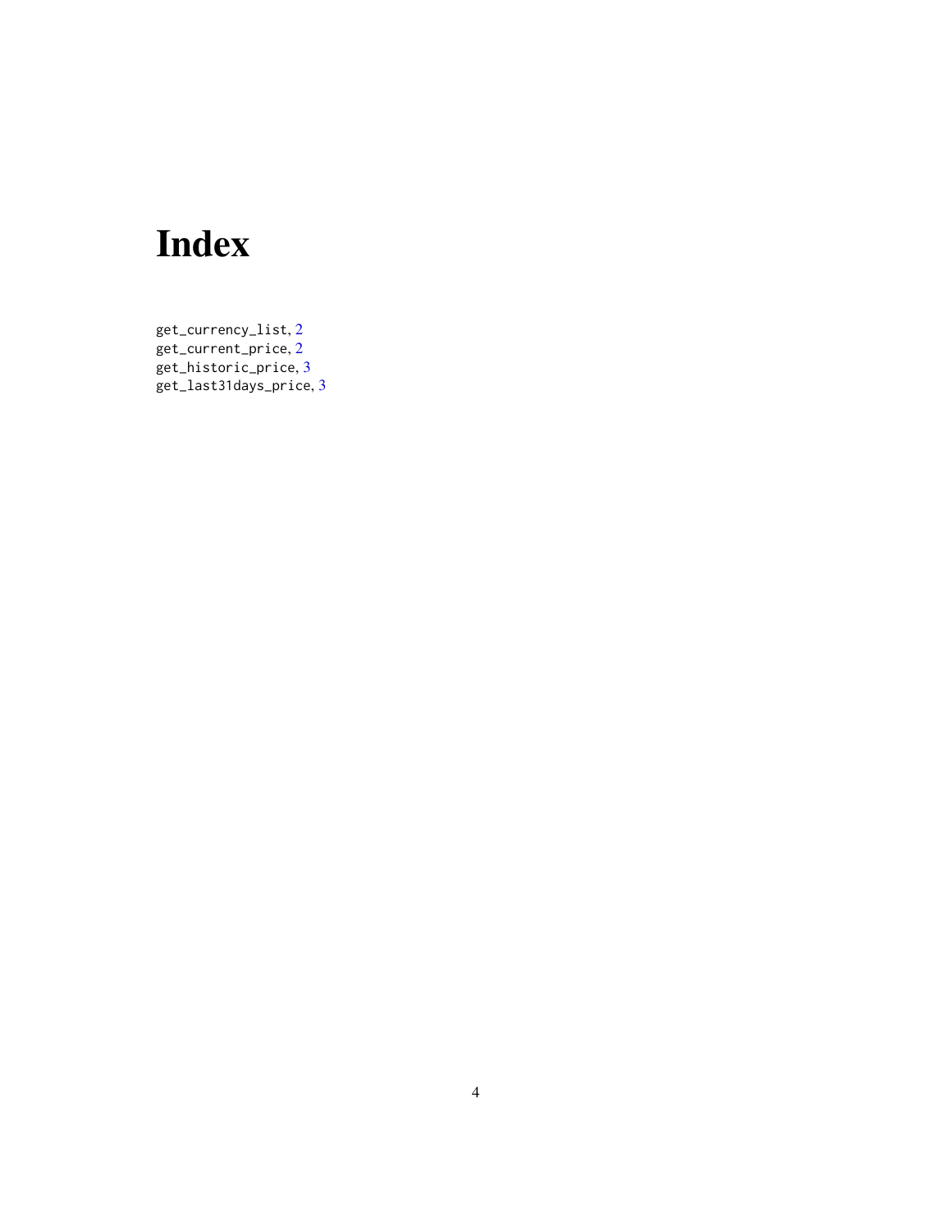# Index

get_currency_list, 2
get_current_price, 2
get_historic_price, 3
get_last31days_price, 3